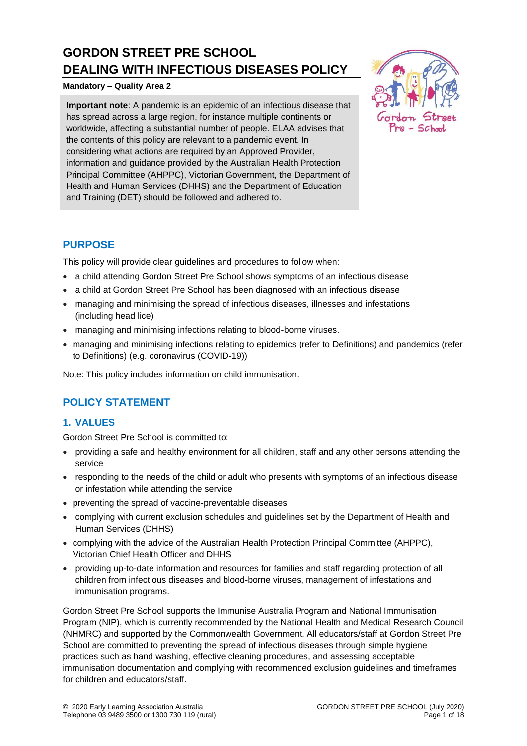# GORDON STREET PRE SCHOOL DEALING WITH INFECTIOUS DISEASES POLICY

**Mandatory – Quality Area 2**

**Important note**: A pandemic is an epidemic of an infectious disease that has spread across a large region, for instance multiple continents or worldwide, affecting a substantial number of people. ELAA advises that the contents of this policy are relevant to a pandemic event. In considering what actions are required by an Approved Provider, information and guidance provided by the Australian Health Protection Principal Committee (AHPPC), Victorian Government, the Department of Health and Human Services (DHHS) and the Department of Education and Training (DET) should be followed and adhered to.

## PURPOSE

This policy will provide clear guidelines and procedures to follow when:

- a child attending Gordon Street Pre School shows symptoms of an infectious disease
- a child at Gordon Street Pre School has been diagnosed with an infectious disease
- managing and minimising the spread of infectious diseases, illnesses and infestations (including head lice)
- managing and minimising infections relating to blood-borne viruses.
- managing and minimising infections relating to epidemics (refer to Definitions) and pandemics (refer to Definitions) (e.g. coronavirus (COVID-19))

Note: This policy includes information on child immunisation.

## POLICY STATEMENT

### 1. VALUES

Gordon Street Pre School is committed to:

- providing a safe and healthy environment for all children, staff and any other persons attending the service
- responding to the needs of the child or adult who presents with symptoms of an infectious disease or infestation while attending the service
- preventing the spread of vaccine-preventable diseases
- complying with current exclusion schedules and guidelines set by the Department of Health and Human Services (DHHS)
- complying with the advice of the Australian Health Protection Principal Committee (AHPPC), Victorian Chief Health Officer and DHHS
- providing up-to-date information and resources for families and staff regarding protection of all children from infectious diseases and blood-borne viruses, management of infestations and immunisation programs.

Gordon Street Pre School supports the Immunise Australia Program and National Immunisation Program (NIP), which is currently recommended by the National Health and Medical Research Council (NHMRC) and supported by the Commonwealth Government. All educators/staff at Gordon Street Pre School are committed to preventing the spread of infectious diseases through simple hygiene practices such as hand washing, effective cleaning procedures, and assessing acceptable immunisation documentation and complying with recommended exclusion guidelines and timeframes for children and educators/staff.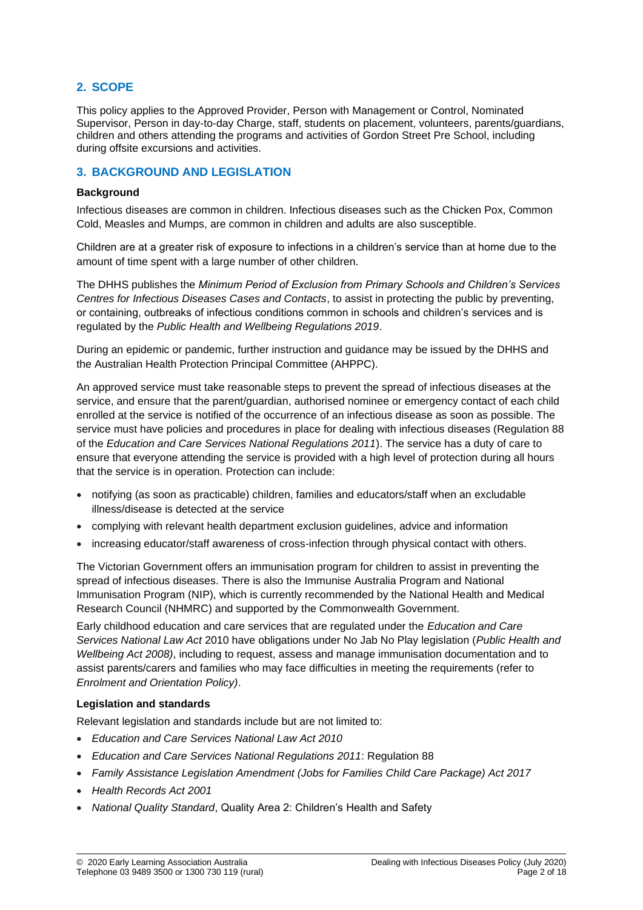## 2. SCOPE

This policy applies to the Approved Provider, Person with Management or Control, Nominated Supervisor, Person in day-to-day Charge, staff, students on placement, volunteers, parents/guardians, children and others attending the programs and activities of Gordon Street Pre School, including during offsite excursions and activities.

## 3. BACKGROUND AND LEGISLATION

### Background

Infectious diseases are common in children. Infectious diseases such as the Chicken Pox, Common Cold, Measles and Mumps, are common in children and adults are also susceptible.

Children are at a greater risk of exposure to infections in a children's service than at home due to the amount of time spent with a large number of other children.

The DHHS publishes the *Minimum Period of Exclusion from Primary Schools and Children's Services Centres for Infectious Diseases Cases and Contacts*, to assist in protecting the public by preventing, or containing, outbreaks of infectious conditions common in schools and children's services and is regulated by the *Public Health and Wellbeing Regulations 2019*.

During an epidemic or pandemic, further instruction and guidance may be issued by the DHHS and the Australian Health Protection Principal Committee (AHPPC).

An approved service must take reasonable steps to prevent the spread of infectious diseases at the service, and ensure that the parent/guardian, authorised nominee or emergency contact of each child enrolled at the service is notified of the occurrence of an infectious disease as soon as possible. The service must have policies and procedures in place for dealing with infectious diseases (Regulation 88 of the *Education and Care Services National Regulations 2011*). The service has a duty of care to ensure that everyone attending the service is provided with a high level of protection during all hours that the service is in operation. Protection can include:

- notifying (as soon as practicable) children, families and educators/staff when an excludable illness/disease is detected at the service
- complying with relevant health department exclusion guidelines, advice and information
- increasing educator/staff awareness of cross-infection through physical contact with others.

The Victorian Government offers an immunisation program for children to assist in preventing the spread of infectious diseases. There is also the Immunise Australia Program and National Immunisation Program (NIP), which is currently recommended by the National Health and Medical Research Council (NHMRC) and supported by the Commonwealth Government.

Early childhood education and care services that are regulated under the *Education and Care Services National Law Act* 2010 have obligations under No Jab No Play legislation (*Public Health and Wellbeing Act 2008)*, including to request, assess and manage immunisation documentation and to assist parents/carers and families who may face difficulties in meeting the requirements (refer to *Enrolment and Orientation Policy)*.

### Legislation and standards

Relevant legislation and standards include but are not limited to:

- *Education and Care Services National Law Act 2010*
- *Education and Care Services National Regulations 2011*: Regulation 88
- *Family Assistance Legislation Amendment (Jobs for Families Child Care Package) Act 2017*
- *Health Records Act 2001*
- *National Quality Standard*, Quality Area 2: Children's Health and Safety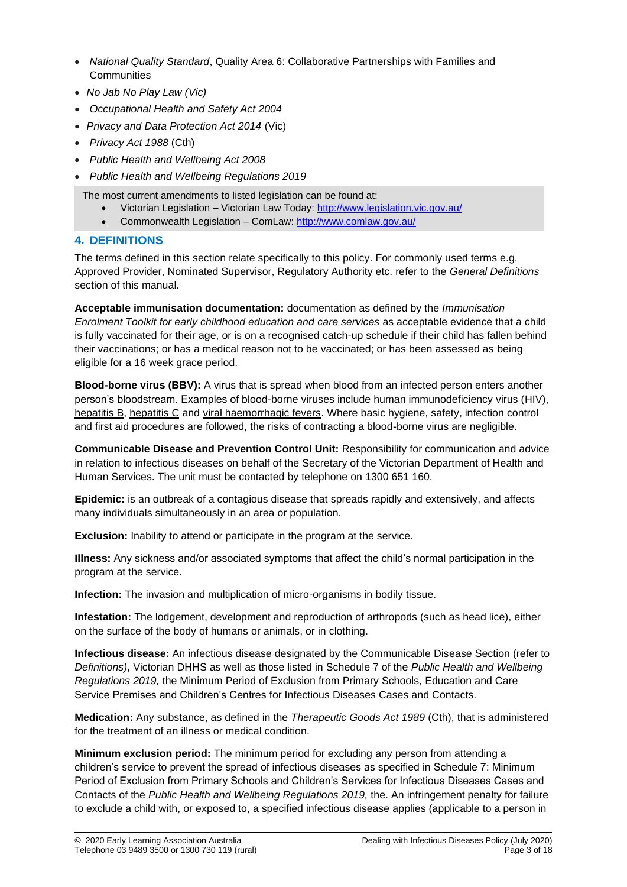- *National Quality Standard*, Quality Area 6: Collaborative Partnerships with Families and Communities
- *No Jab No Play Law (Vic)*
- *Occupational Health and Safety Act 2004*
- *Privacy and Data Protection Act 2014* (Vic)
- *Privacy Act 1988* (Cth)
- *Public Health and Wellbeing Act 2008*
- *Public Health and Wellbeing Regulations 2019*

The most current amendments to listed legislation can be found at:

- Victorian Legislation – Victorian Law Today: http://www.legislation.vic.gov.au/
- Commonwealth Legislation – ComLaw: http://www.comlaw.gov.au/

## 4. DEFINITIONS

The terms defined in this section relate specifically to this policy. For commonly used terms e.g. Approved Provider, Nominated Supervisor, Regulatory Authority etc. refer to the *General Definitions* section of this manual.

**Acceptable immunisation documentation:** documentation as defined by the *Immunisation Enrolment Toolkit for early childhood education and care services* as acceptable evidence that a child is fully vaccinated for their age, or is on a recognised catch-up schedule if their child has fallen behind their vaccinations; or has a medical reason not to be vaccinated; or has been assessed as being eligible for a 16 week grace period.

**Blood-borne virus (BBV):** A virus that is spread when blood from an infected person enters another person's bloodstream. Examples of blood-borne viruses include human immunodeficiency virus (HIV), hepatitis B, hepatitis C and viral haemorrhagic fevers. Where basic hygiene, safety, infection control and first aid procedures are followed, the risks of contracting a blood-borne virus are negligible.

**Communicable Disease and Prevention Control Unit:** Responsibility for communication and advice in relation to infectious diseases on behalf of the Secretary of the Victorian Department of Health and Human Services. The unit must be contacted by telephone on 1300 651 160.

**Epidemic:** is an outbreak of a contagious disease that spreads rapidly and extensively, and affects many individuals simultaneously in an area or population.

**Exclusion:** Inability to attend or participate in the program at the service.

**Illness:** Any sickness and/or associated symptoms that affect the child's normal participation in the program at the service.

**Infection:** The invasion and multiplication of micro-organisms in bodily tissue.

**Infestation:** The lodgement, development and reproduction of arthropods (such as head lice), either on the surface of the body of humans or animals, or in clothing.

**Infectious disease:** An infectious disease designated by the Communicable Disease Section (refer to *Definitions)*, Victorian DHHS as well as those listed in Schedule 7 of the *Public Health and Wellbeing Regulations 2019,* the Minimum Period of Exclusion from Primary Schools, Education and Care Service Premises and Children's Centres for Infectious Diseases Cases and Contacts.

**Medication:** Any substance, as defined in the *Therapeutic Goods Act 1989* (Cth), that is administered for the treatment of an illness or medical condition.

**Minimum exclusion period:** The minimum period for excluding any person from attending a children's service to prevent the spread of infectious diseases as specified in Schedule 7: Minimum Period of Exclusion from Primary Schools and Children's Services for Infectious Diseases Cases and Contacts of the *Public Health and Wellbeing Regulations 2019,* the. An infringement penalty for failure to exclude a child with, or exposed to, a specified infectious disease applies (applicable to a person in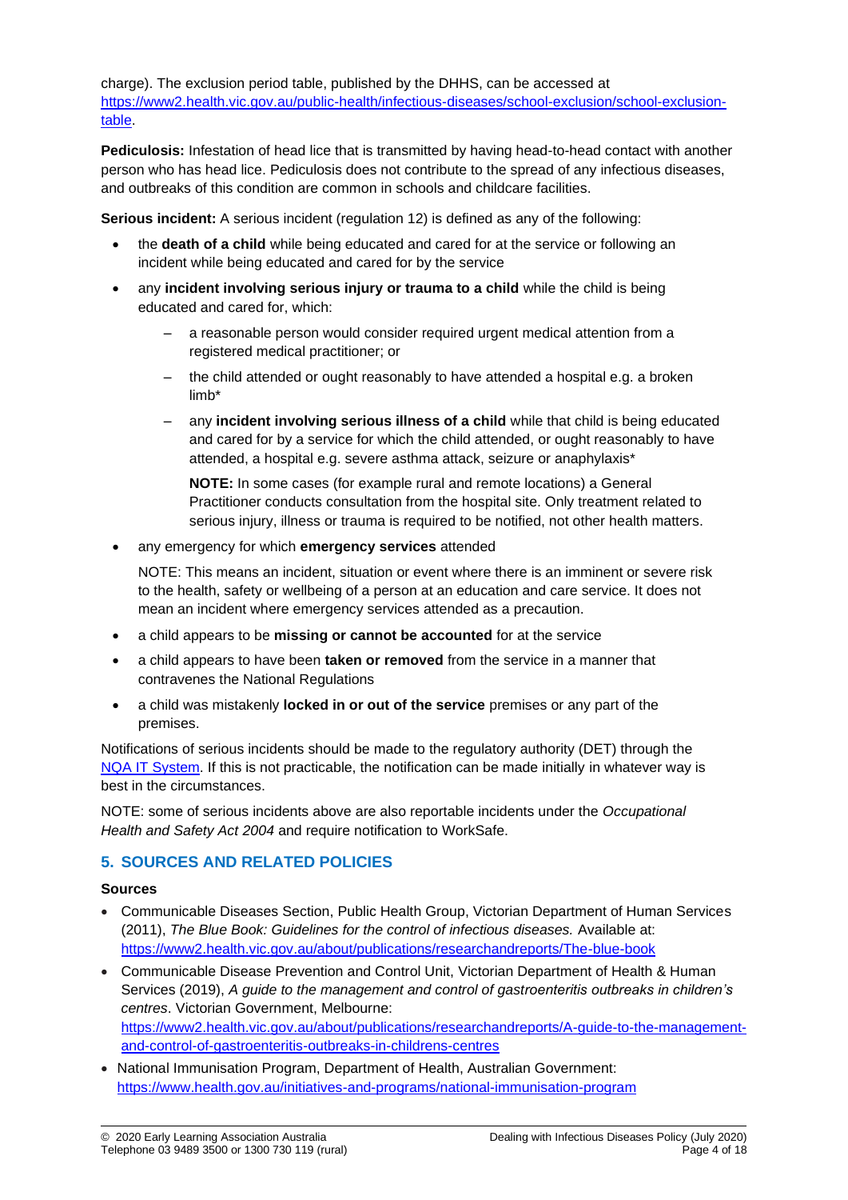charge). The exclusion period table, published by the DHHS, can be accessed at [https://www2.health.vic.gov.au/public-health/infectious-diseases/school-exclusion/school-exclusion-table](https://www2.health.vic.gov.au/public-health/infectious-diseases/school-exclusion/school-exclusion-table).

**Pediculosis:** Infestation of head lice that is transmitted by having head-to-head contact with another person who has head lice. Pediculosis does not contribute to the spread of any infectious diseases, and outbreaks of this condition are common in schools and childcare facilities.

**Serious incident:** A serious incident (regulation 12) is defined as any of the following:

- the **death of a child** while being educated and cared for at the service or following an incident while being educated and cared for by the service
- any **incident involving serious injury or trauma to a child** while the child is being educated and cared for, which:
  - a reasonable person would consider required urgent medical attention from a registered medical practitioner; or
  - the child attended or ought reasonably to have attended a hospital e.g. a broken limb*
  - any **incident involving serious illness of a child** while that child is being educated and cared for by a service for which the child attended, or ought reasonably to have attended, a hospital e.g. severe asthma attack, seizure or anaphylaxis*

    **NOTE:** In some cases (for example rural and remote locations) a General Practitioner conducts consultation from the hospital site. Only treatment related to serious injury, illness or trauma is required to be notified, not other health matters.
- any emergency for which **emergency services** attended

  NOTE: This means an incident, situation or event where there is an imminent or severe risk to the health, safety or wellbeing of a person at an education and care service. It does not mean an incident where emergency services attended as a precaution.
- a child appears to be **missing or cannot be accounted** for at the service
- a child appears to have been **taken or removed** from the service in a manner that contravenes the National Regulations
- a child was mistakenly **locked in or out of the service** premises or any part of the premises.

Notifications of serious incidents should be made to the regulatory authority (DET) through the [NQA IT System](). If this is not practicable, the notification can be made initially in whatever way is best in the circumstances.

NOTE: some of serious incidents above are also reportable incidents under the *Occupational Health and Safety Act 2004* and require notification to WorkSafe.

## 5. SOURCES AND RELATED POLICIES

### Sources

- Communicable Diseases Section, Public Health Group, Victorian Department of Human Services (2011), *The Blue Book: Guidelines for the control of infectious diseases.* Available at: [https://www2.health.vic.gov.au/about/publications/researchandreports/The-blue-book](https://www2.health.vic.gov.au/about/publications/researchandreports/The-blue-book)
- Communicable Disease Prevention and Control Unit, Victorian Department of Health & Human Services (2019), *A guide to the management and control of gastroenteritis outbreaks in children's centres*. Victorian Government, Melbourne: [https://www2.health.vic.gov.au/about/publications/researchandreports/A-guide-to-the-management-and-control-of-gastroenteritis-outbreaks-in-childrens-centres](https://www2.health.vic.gov.au/about/publications/researchandreports/A-guide-to-the-management-and-control-of-gastroenteritis-outbreaks-in-childrens-centres)
- National Immunisation Program, Department of Health, Australian Government: [https://www.health.gov.au/initiatives-and-programs/national-immunisation-program](https://www.health.gov.au/initiatives-and-programs/national-immunisation-program)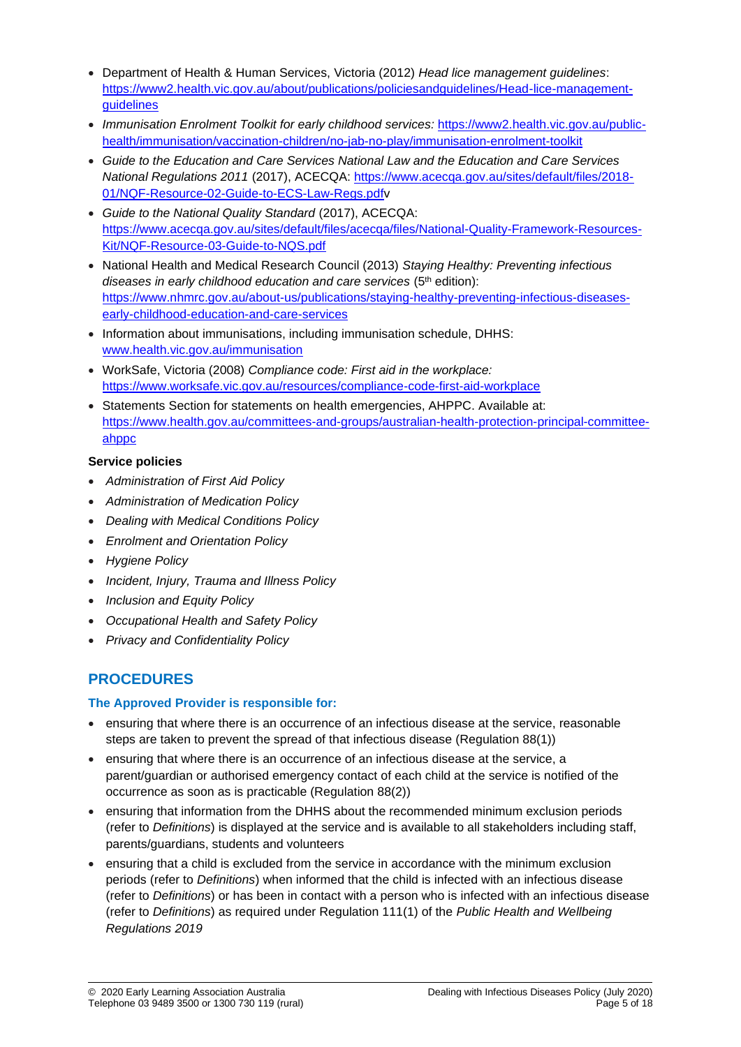- Department of Health & Human Services, Victoria (2012) *Head lice management guidelines*: https://www2.health.vic.gov.au/about/publications/policiesandguidelines/Head-lice-management-guidelines
- *Immunisation Enrolment Toolkit for early childhood services:* https://www2.health.vic.gov.au/public-health/immunisation/vaccination-children/no-jab-no-play/immunisation-enrolment-toolkit
- *Guide to the Education and Care Services National Law and the Education and Care Services National Regulations 2011* (2017), ACECQA: https://www.acecqa.gov.au/sites/default/files/2018-01/NQF-Resource-02-Guide-to-ECS-Law-Regs.pdfv
- *Guide to the National Quality Standard* (2017), ACECQA: https://www.acecqa.gov.au/sites/default/files/acecqa/files/National-Quality-Framework-Resources-Kit/NQF-Resource-03-Guide-to-NQS.pdf
- National Health and Medical Research Council (2013) *Staying Healthy: Preventing infectious diseases in early childhood education and care services* (5th edition): https://www.nhmrc.gov.au/about-us/publications/staying-healthy-preventing-infectious-diseases-early-childhood-education-and-care-services
- Information about immunisations, including immunisation schedule, DHHS: www.health.vic.gov.au/immunisation
- WorkSafe, Victoria (2008) *Compliance code: First aid in the workplace:* https://www.worksafe.vic.gov.au/resources/compliance-code-first-aid-workplace
- Statements Section for statements on health emergencies, AHPPC. Available at: https://www.health.gov.au/committees-and-groups/australian-health-protection-principal-committee-ahppc

**Service policies**

- *Administration of First Aid Policy*
- *Administration of Medication Policy*
- *Dealing with Medical Conditions Policy*
- *Enrolment and Orientation Policy*
- *Hygiene Policy*
- *Incident, Injury, Trauma and Illness Policy*
- *Inclusion and Equity Policy*
- *Occupational Health and Safety Policy*
- *Privacy and Confidentiality Policy*

## PROCEDURES

### The Approved Provider is responsible for:

- ensuring that where there is an occurrence of an infectious disease at the service, reasonable steps are taken to prevent the spread of that infectious disease (Regulation 88(1))
- ensuring that where there is an occurrence of an infectious disease at the service, a parent/guardian or authorised emergency contact of each child at the service is notified of the occurrence as soon as is practicable (Regulation 88(2))
- ensuring that information from the DHHS about the recommended minimum exclusion periods (refer to *Definitions*) is displayed at the service and is available to all stakeholders including staff, parents/guardians, students and volunteers
- ensuring that a child is excluded from the service in accordance with the minimum exclusion periods (refer to *Definitions*) when informed that the child is infected with an infectious disease (refer to *Definitions*) or has been in contact with a person who is infected with an infectious disease (refer to *Definitions*) as required under Regulation 111(1) of the *Public Health and Wellbeing Regulations 2019*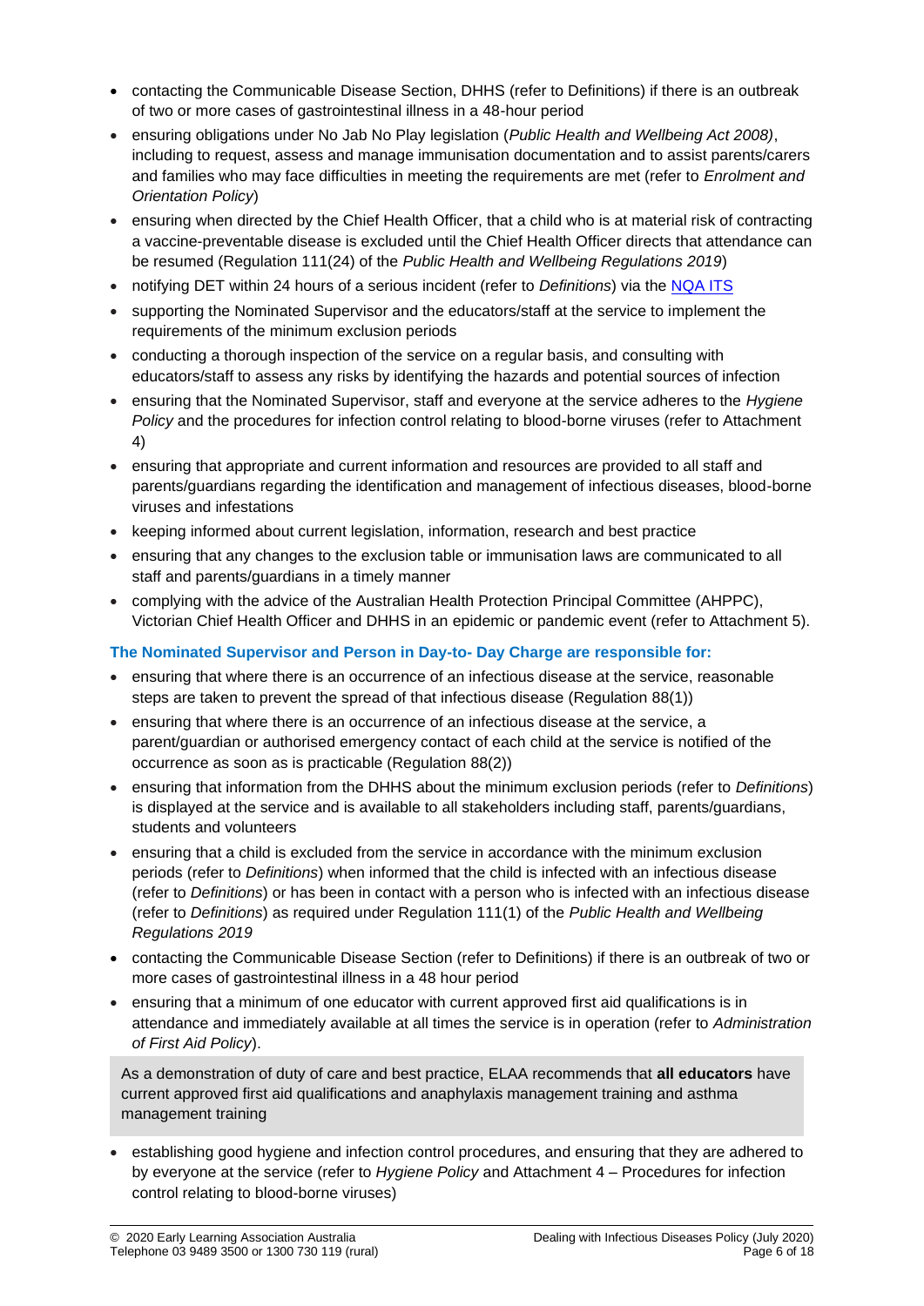- contacting the Communicable Disease Section, DHHS (refer to Definitions) if there is an outbreak of two or more cases of gastrointestinal illness in a 48-hour period
- ensuring obligations under No Jab No Play legislation (*Public Health and Wellbeing Act 2008)*, including to request, assess and manage immunisation documentation and to assist parents/carers and families who may face difficulties in meeting the requirements are met (refer to *Enrolment and Orientation Policy*)
- ensuring when directed by the Chief Health Officer, that a child who is at material risk of contracting a vaccine-preventable disease is excluded until the Chief Health Officer directs that attendance can be resumed (Regulation 111(24) of the *Public Health and Wellbeing Regulations 2019*)
- notifying DET within 24 hours of a serious incident (refer to *Definitions*) via the NQA ITS
- supporting the Nominated Supervisor and the educators/staff at the service to implement the requirements of the minimum exclusion periods
- conducting a thorough inspection of the service on a regular basis, and consulting with educators/staff to assess any risks by identifying the hazards and potential sources of infection
- ensuring that the Nominated Supervisor, staff and everyone at the service adheres to the *Hygiene Policy* and the procedures for infection control relating to blood-borne viruses (refer to Attachment 4)
- ensuring that appropriate and current information and resources are provided to all staff and parents/guardians regarding the identification and management of infectious diseases, blood-borne viruses and infestations
- keeping informed about current legislation, information, research and best practice
- ensuring that any changes to the exclusion table or immunisation laws are communicated to all staff and parents/guardians in a timely manner
- complying with the advice of the Australian Health Protection Principal Committee (AHPPC), Victorian Chief Health Officer and DHHS in an epidemic or pandemic event (refer to Attachment 5).

**The Nominated Supervisor and Person in Day-to- Day Charge are responsible for:**

- ensuring that where there is an occurrence of an infectious disease at the service, reasonable steps are taken to prevent the spread of that infectious disease (Regulation 88(1))
- ensuring that where there is an occurrence of an infectious disease at the service, a parent/guardian or authorised emergency contact of each child at the service is notified of the occurrence as soon as is practicable (Regulation 88(2))
- ensuring that information from the DHHS about the minimum exclusion periods (refer to *Definitions*) is displayed at the service and is available to all stakeholders including staff, parents/guardians, students and volunteers
- ensuring that a child is excluded from the service in accordance with the minimum exclusion periods (refer to *Definitions*) when informed that the child is infected with an infectious disease (refer to *Definitions*) or has been in contact with a person who is infected with an infectious disease (refer to *Definitions*) as required under Regulation 111(1) of the *Public Health and Wellbeing Regulations 2019*
- contacting the Communicable Disease Section (refer to Definitions) if there is an outbreak of two or more cases of gastrointestinal illness in a 48 hour period
- ensuring that a minimum of one educator with current approved first aid qualifications is in attendance and immediately available at all times the service is in operation (refer to *Administration of First Aid Policy*).

As a demonstration of duty of care and best practice, ELAA recommends that **all educators** have current approved first aid qualifications and anaphylaxis management training and asthma management training

- establishing good hygiene and infection control procedures, and ensuring that they are adhered to by everyone at the service (refer to *Hygiene Policy* and Attachment 4 – Procedures for infection control relating to blood-borne viruses)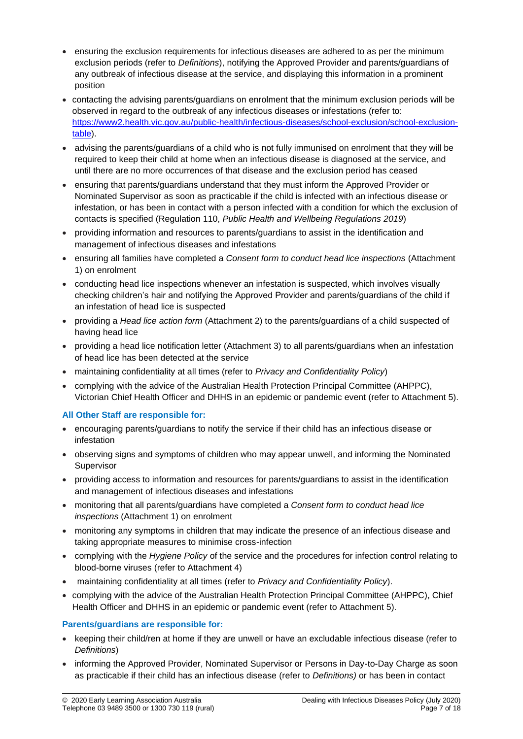- ensuring the exclusion requirements for infectious diseases are adhered to as per the minimum exclusion periods (refer to *Definitions*), notifying the Approved Provider and parents/guardians of any outbreak of infectious disease at the service, and displaying this information in a prominent position
- contacting the advising parents/guardians on enrolment that the minimum exclusion periods will be observed in regard to the outbreak of any infectious diseases or infestations (refer to: [https://www2.health.vic.gov.au/public-health/infectious-diseases/school-exclusion/school-exclusion-table](https://www2.health.vic.gov.au/public-health/infectious-diseases/school-exclusion/school-exclusion-table)).
- advising the parents/guardians of a child who is not fully immunised on enrolment that they will be required to keep their child at home when an infectious disease is diagnosed at the service, and until there are no more occurrences of that disease and the exclusion period has ceased
- ensuring that parents/guardians understand that they must inform the Approved Provider or Nominated Supervisor as soon as practicable if the child is infected with an infectious disease or infestation, or has been in contact with a person infected with a condition for which the exclusion of contacts is specified (Regulation 110, *Public Health and Wellbeing Regulations 2019*)
- providing information and resources to parents/guardians to assist in the identification and management of infectious diseases and infestations
- ensuring all families have completed a *Consent form to conduct head lice inspections* (Attachment 1) on enrolment
- conducting head lice inspections whenever an infestation is suspected, which involves visually checking children's hair and notifying the Approved Provider and parents/guardians of the child if an infestation of head lice is suspected
- providing a *Head lice action form* (Attachment 2) to the parents/guardians of a child suspected of having head lice
- providing a head lice notification letter (Attachment 3) to all parents/guardians when an infestation of head lice has been detected at the service
- maintaining confidentiality at all times (refer to *Privacy and Confidentiality Policy*)
- complying with the advice of the Australian Health Protection Principal Committee (AHPPC), Victorian Chief Health Officer and DHHS in an epidemic or pandemic event (refer to Attachment 5).

**All Other Staff are responsible for:**

- encouraging parents/guardians to notify the service if their child has an infectious disease or infestation
- observing signs and symptoms of children who may appear unwell, and informing the Nominated Supervisor
- providing access to information and resources for parents/guardians to assist in the identification and management of infectious diseases and infestations
- monitoring that all parents/guardians have completed a *Consent form to conduct head lice inspections* (Attachment 1) on enrolment
- monitoring any symptoms in children that may indicate the presence of an infectious disease and taking appropriate measures to minimise cross-infection
- complying with the *Hygiene Policy* of the service and the procedures for infection control relating to blood-borne viruses (refer to Attachment 4)
- maintaining confidentiality at all times (refer to *Privacy and Confidentiality Policy*).
- complying with the advice of the Australian Health Protection Principal Committee (AHPPC), Chief Health Officer and DHHS in an epidemic or pandemic event (refer to Attachment 5).

**Parents/guardians are responsible for:**

- keeping their child/ren at home if they are unwell or have an excludable infectious disease (refer to *Definitions*)
- informing the Approved Provider, Nominated Supervisor or Persons in Day-to-Day Charge as soon as practicable if their child has an infectious disease (refer to *Definitions)* or has been in contact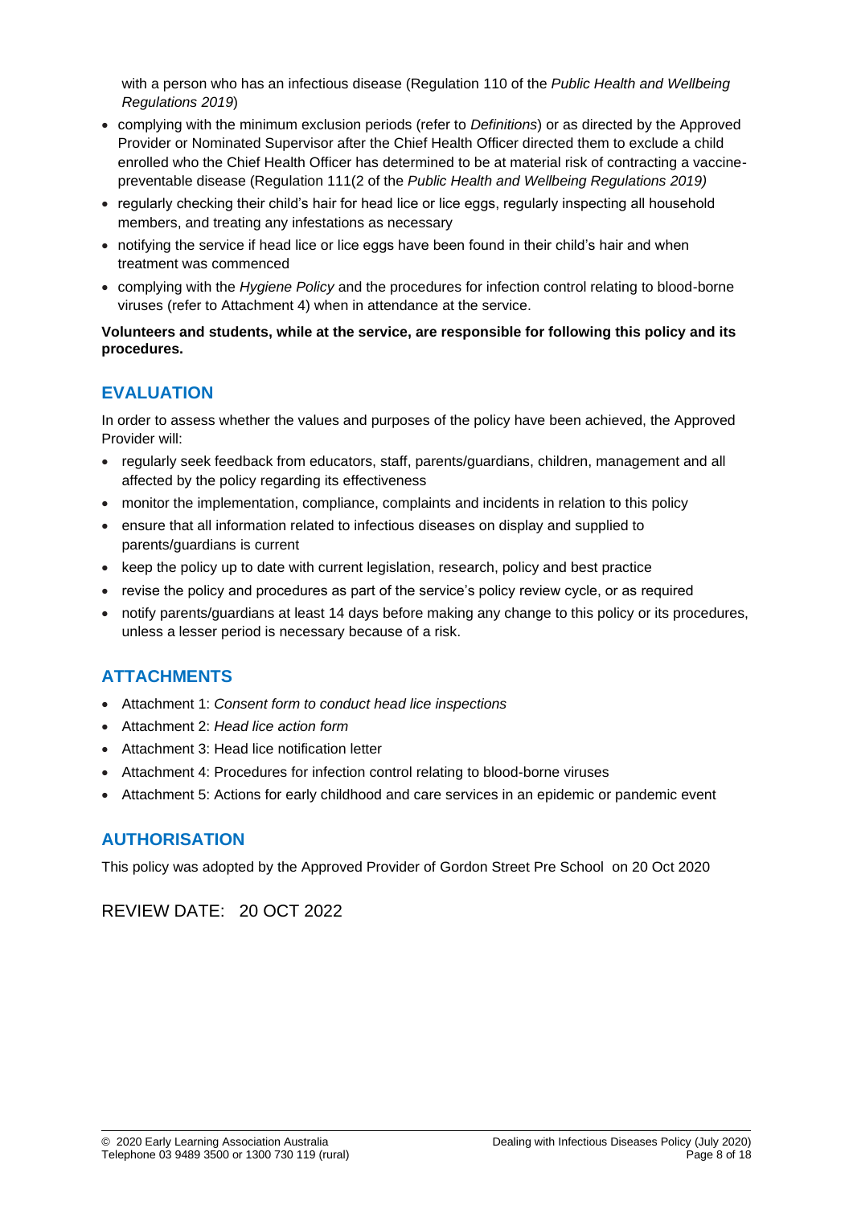with a person who has an infectious disease (Regulation 110 of the *Public Health and Wellbeing Regulations 2019*)

- complying with the minimum exclusion periods (refer to *Definitions*) or as directed by the Approved Provider or Nominated Supervisor after the Chief Health Officer directed them to exclude a child enrolled who the Chief Health Officer has determined to be at material risk of contracting a vaccine-preventable disease (Regulation 111(2 of the *Public Health and Wellbeing Regulations 2019)*
- regularly checking their child's hair for head lice or lice eggs, regularly inspecting all household members, and treating any infestations as necessary
- notifying the service if head lice or lice eggs have been found in their child's hair and when treatment was commenced
- complying with the *Hygiene Policy* and the procedures for infection control relating to blood-borne viruses (refer to Attachment 4) when in attendance at the service.

**Volunteers and students, while at the service, are responsible for following this policy and its procedures.**

## EVALUATION

In order to assess whether the values and purposes of the policy have been achieved, the Approved Provider will:

- regularly seek feedback from educators, staff, parents/guardians, children, management and all affected by the policy regarding its effectiveness
- monitor the implementation, compliance, complaints and incidents in relation to this policy
- ensure that all information related to infectious diseases on display and supplied to parents/guardians is current
- keep the policy up to date with current legislation, research, policy and best practice
- revise the policy and procedures as part of the service's policy review cycle, or as required
- notify parents/guardians at least 14 days before making any change to this policy or its procedures, unless a lesser period is necessary because of a risk.

## ATTACHMENTS

- Attachment 1: *Consent form to conduct head lice inspections*
- Attachment 2: *Head lice action form*
- Attachment 3: Head lice notification letter
- Attachment 4: Procedures for infection control relating to blood-borne viruses
- Attachment 5: Actions for early childhood and care services in an epidemic or pandemic event

## AUTHORISATION

This policy was adopted by the Approved Provider of Gordon Street Pre School on 20 Oct 2020

REVIEW DATE: 20 OCT 2022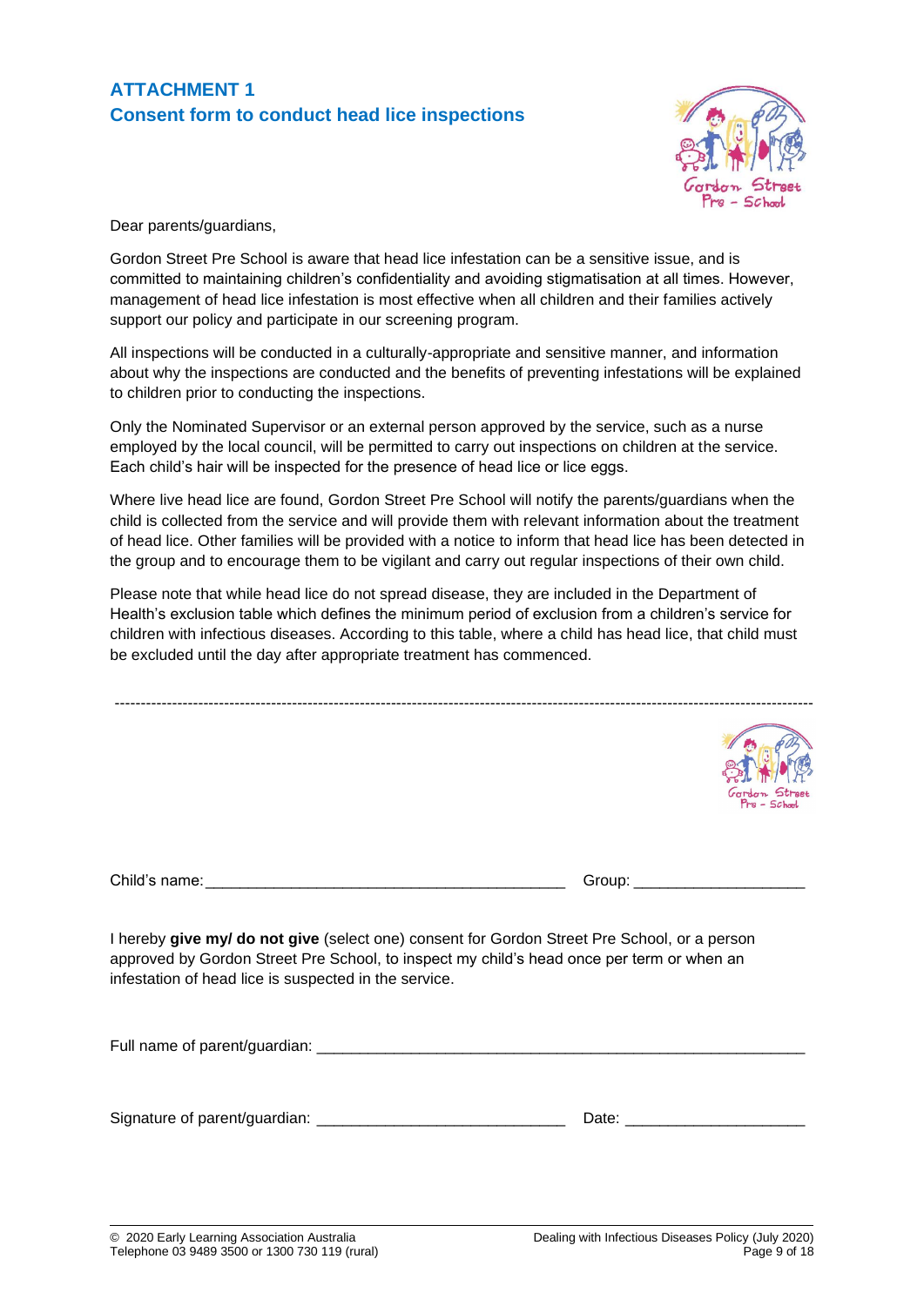## ATTACHMENT 1
## Consent form to conduct head lice inspections

Dear parents/guardians,

Gordon Street Pre School is aware that head lice infestation can be a sensitive issue, and is committed to maintaining children's confidentiality and avoiding stigmatisation at all times. However, management of head lice infestation is most effective when all children and their families actively support our policy and participate in our screening program.

All inspections will be conducted in a culturally-appropriate and sensitive manner, and information about why the inspections are conducted and the benefits of preventing infestations will be explained to children prior to conducting the inspections.

Only the Nominated Supervisor or an external person approved by the service, such as a nurse employed by the local council, will be permitted to carry out inspections on children at the service. Each child's hair will be inspected for the presence of head lice or lice eggs.

Where live head lice are found, Gordon Street Pre School will notify the parents/guardians when the child is collected from the service and will provide them with relevant information about the treatment of head lice. Other families will be provided with a notice to inform that head lice has been detected in the group and to encourage them to be vigilant and carry out regular inspections of their own child.

Please note that while head lice do not spread disease, they are included in the Department of Health's exclusion table which defines the minimum period of exclusion from a children's service for children with infectious diseases. According to this table, where a child has head lice, that child must be excluded until the day after appropriate treatment has commenced.

---

Child's name: ________________________________________ Group: ___________________

I hereby **give my/ do not give** (select one) consent for Gordon Street Pre School, or a person approved by Gordon Street Pre School, to inspect my child's head once per term or when an infestation of head lice is suspected in the service.

Full name of parent/guardian: ________________________________________________________

Signature of parent/guardian: ____________________________ Date: ____________________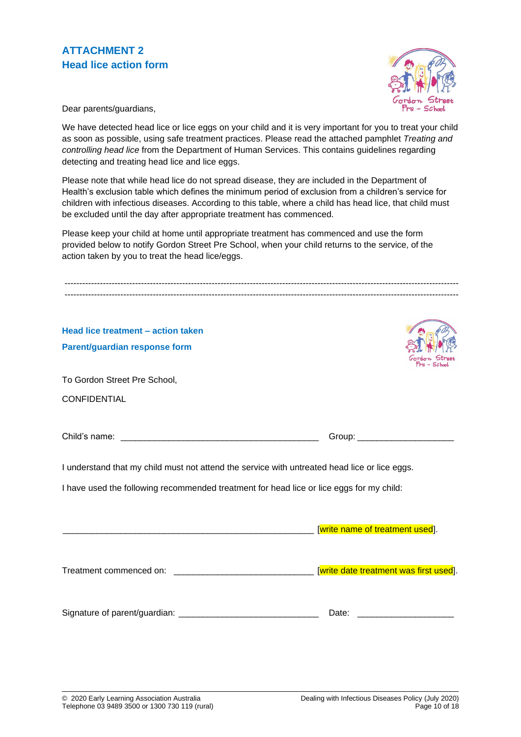## ATTACHMENT 2
## Head lice action form

Dear parents/guardians,

We have detected head lice or lice eggs on your child and it is very important for you to treat your child as soon as possible, using safe treatment practices. Please read the attached pamphlet *Treating and controlling head lice* from the Department of Human Services. This contains guidelines regarding detecting and treating head lice and lice eggs.

Please note that while head lice do not spread disease, they are included in the Department of Health's exclusion table which defines the minimum period of exclusion from a children's service for children with infectious diseases. According to this table, where a child has head lice, that child must be excluded until the day after appropriate treatment has commenced.

Please keep your child at home until appropriate treatment has commenced and use the form provided below to notify Gordon Street Pre School, when your child returns to the service, of the action taken by you to treat the head lice/eggs.

---

---

### Head lice treatment – action taken

### Parent/guardian response form

To Gordon Street Pre School,

CONFIDENTIAL

Child's name: ________________________________________ Group: ____________________

I understand that my child must not attend the service with untreated head lice or lice eggs.

I have used the following recommended treatment for head lice or lice eggs for my child:

____________________________________________________ [write name of treatment used].

Treatment commenced on: _____________________________ [write date treatment was first used].

Signature of parent/guardian: _____________________________ Date: ____________________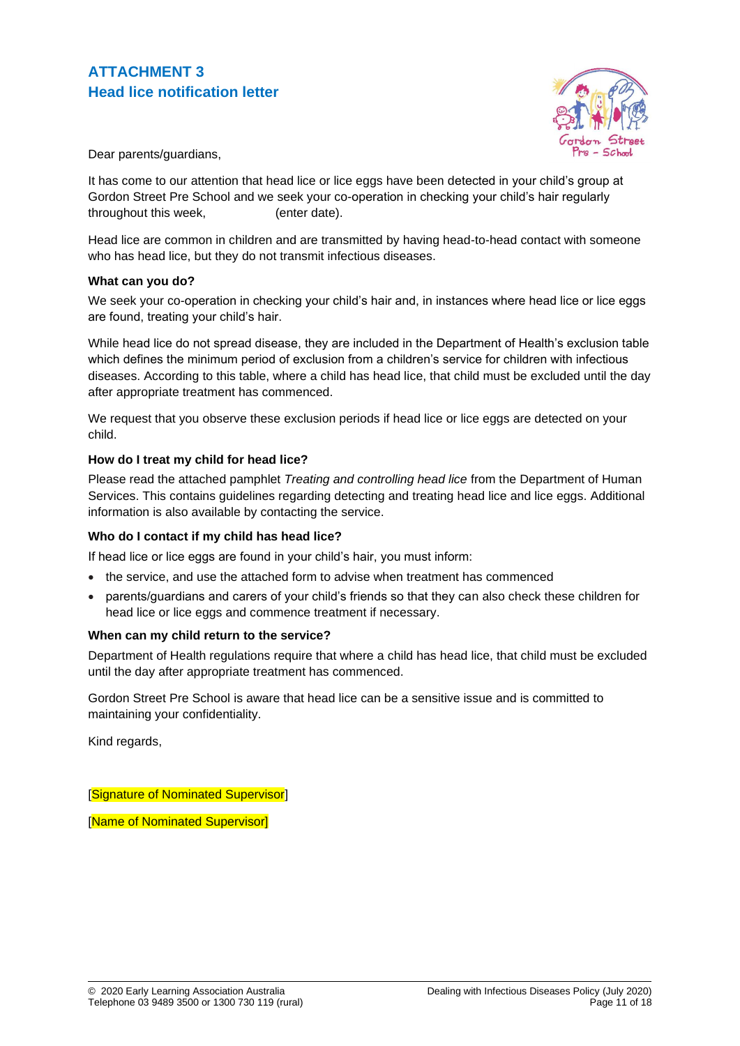# ATTACHMENT 3
## Head lice notification letter

Dear parents/guardians,

It has come to our attention that head lice or lice eggs have been detected in your child's group at Gordon Street Pre School and we seek your co-operation in checking your child's hair regularly throughout this week, (enter date).

Head lice are common in children and are transmitted by having head-to-head contact with someone who has head lice, but they do not transmit infectious diseases.

**What can you do?**

We seek your co-operation in checking your child's hair and, in instances where head lice or lice eggs are found, treating your child's hair.

While head lice do not spread disease, they are included in the Department of Health's exclusion table which defines the minimum period of exclusion from a children's service for children with infectious diseases. According to this table, where a child has head lice, that child must be excluded until the day after appropriate treatment has commenced.

We request that you observe these exclusion periods if head lice or lice eggs are detected on your child.

**How do I treat my child for head lice?**

Please read the attached pamphlet *Treating and controlling head lice* from the Department of Human Services. This contains guidelines regarding detecting and treating head lice and lice eggs. Additional information is also available by contacting the service.

**Who do I contact if my child has head lice?**

If head lice or lice eggs are found in your child's hair, you must inform:

- the service, and use the attached form to advise when treatment has commenced
- parents/guardians and carers of your child's friends so that they can also check these children for head lice or lice eggs and commence treatment if necessary.

**When can my child return to the service?**

Department of Health regulations require that where a child has head lice, that child must be excluded until the day after appropriate treatment has commenced.

Gordon Street Pre School is aware that head lice can be a sensitive issue and is committed to maintaining your confidentiality.

Kind regards,

[Signature of Nominated Supervisor]

[Name of Nominated Supervisor]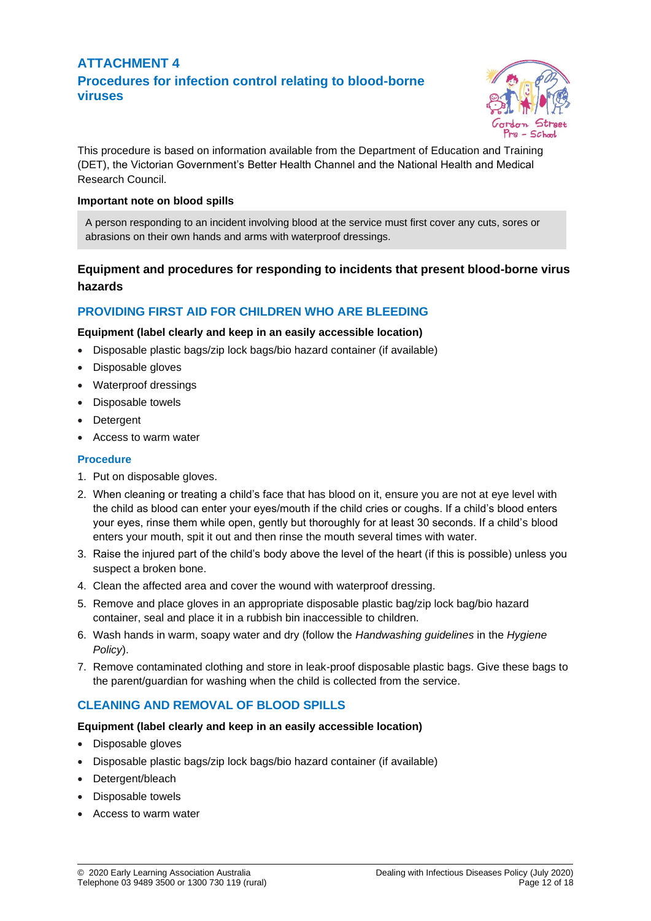# ATTACHMENT 4

## Procedures for infection control relating to blood-borne viruses

This procedure is based on information available from the Department of Education and Training (DET), the Victorian Government's Better Health Channel and the National Health and Medical Research Council.

**Important note on blood spills**

> A person responding to an incident involving blood at the service must first cover any cuts, sores or abrasions on their own hands and arms with waterproof dressings.

### Equipment and procedures for responding to incidents that present blood-borne virus hazards

### PROVIDING FIRST AID FOR CHILDREN WHO ARE BLEEDING

**Equipment (label clearly and keep in an easily accessible location)**

- Disposable plastic bags/zip lock bags/bio hazard container (if available)
- Disposable gloves
- Waterproof dressings
- Disposable towels
- Detergent
- Access to warm water

#### Procedure

1. Put on disposable gloves.
2. When cleaning or treating a child's face that has blood on it, ensure you are not at eye level with the child as blood can enter your eyes/mouth if the child cries or coughs. If a child's blood enters your eyes, rinse them while open, gently but thoroughly for at least 30 seconds. If a child's blood enters your mouth, spit it out and then rinse the mouth several times with water.
3. Raise the injured part of the child's body above the level of the heart (if this is possible) unless you suspect a broken bone.
4. Clean the affected area and cover the wound with waterproof dressing.
5. Remove and place gloves in an appropriate disposable plastic bag/zip lock bag/bio hazard container, seal and place it in a rubbish bin inaccessible to children.
6. Wash hands in warm, soapy water and dry (follow the *Handwashing guidelines* in the *Hygiene Policy*).
7. Remove contaminated clothing and store in leak-proof disposable plastic bags. Give these bags to the parent/guardian for washing when the child is collected from the service.

### CLEANING AND REMOVAL OF BLOOD SPILLS

**Equipment (label clearly and keep in an easily accessible location)**

- Disposable gloves
- Disposable plastic bags/zip lock bags/bio hazard container (if available)
- Detergent/bleach
- Disposable towels
- Access to warm water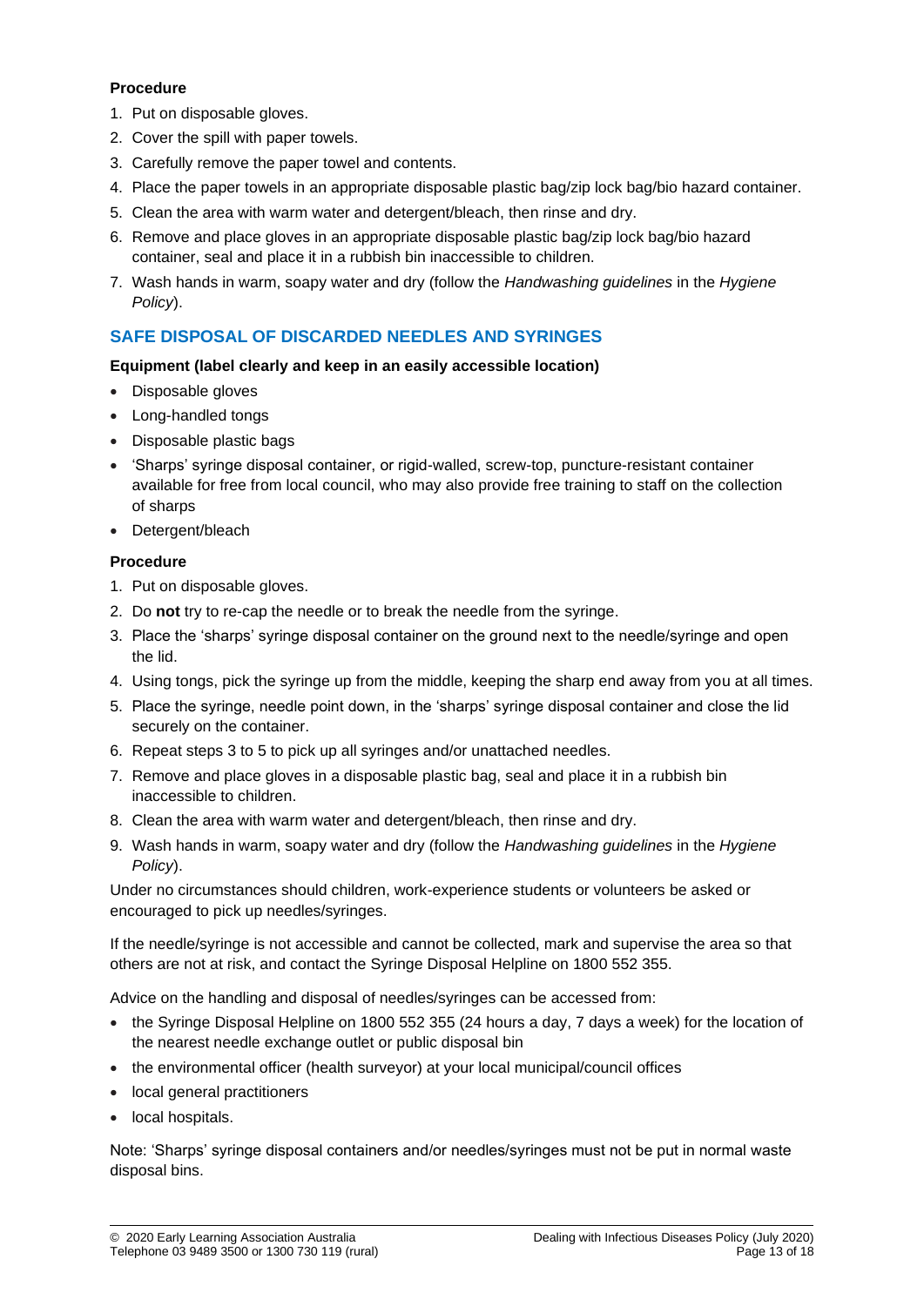**Procedure**

1. Put on disposable gloves.
2. Cover the spill with paper towels.
3. Carefully remove the paper towel and contents.
4. Place the paper towels in an appropriate disposable plastic bag/zip lock bag/bio hazard container.
5. Clean the area with warm water and detergent/bleach, then rinse and dry.
6. Remove and place gloves in an appropriate disposable plastic bag/zip lock bag/bio hazard container, seal and place it in a rubbish bin inaccessible to children.
7. Wash hands in warm, soapy water and dry (follow the *Handwashing guidelines* in the *Hygiene Policy*).

## SAFE DISPOSAL OF DISCARDED NEEDLES AND SYRINGES

**Equipment (label clearly and keep in an easily accessible location)**

- Disposable gloves
- Long-handled tongs
- Disposable plastic bags
- 'Sharps' syringe disposal container, or rigid-walled, screw-top, puncture-resistant container available for free from local council, who may also provide free training to staff on the collection of sharps
- Detergent/bleach

**Procedure**

1. Put on disposable gloves.
2. Do **not** try to re-cap the needle or to break the needle from the syringe.
3. Place the 'sharps' syringe disposal container on the ground next to the needle/syringe and open the lid.
4. Using tongs, pick the syringe up from the middle, keeping the sharp end away from you at all times.
5. Place the syringe, needle point down, in the 'sharps' syringe disposal container and close the lid securely on the container.
6. Repeat steps 3 to 5 to pick up all syringes and/or unattached needles.
7. Remove and place gloves in a disposable plastic bag, seal and place it in a rubbish bin inaccessible to children.
8. Clean the area with warm water and detergent/bleach, then rinse and dry.
9. Wash hands in warm, soapy water and dry (follow the *Handwashing guidelines* in the *Hygiene Policy*).

Under no circumstances should children, work-experience students or volunteers be asked or encouraged to pick up needles/syringes.

If the needle/syringe is not accessible and cannot be collected, mark and supervise the area so that others are not at risk, and contact the Syringe Disposal Helpline on 1800 552 355.

Advice on the handling and disposal of needles/syringes can be accessed from:

- the Syringe Disposal Helpline on 1800 552 355 (24 hours a day, 7 days a week) for the location of the nearest needle exchange outlet or public disposal bin
- the environmental officer (health surveyor) at your local municipal/council offices
- local general practitioners
- local hospitals.

Note: 'Sharps' syringe disposal containers and/or needles/syringes must not be put in normal waste disposal bins.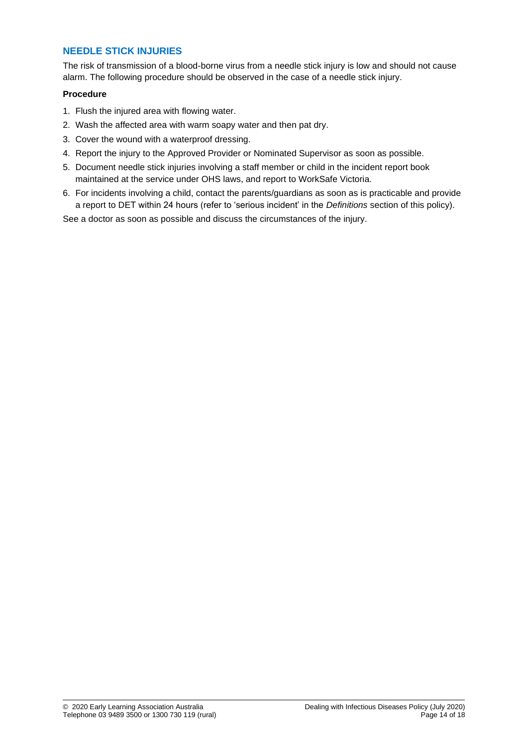## NEEDLE STICK INJURIES

The risk of transmission of a blood-borne virus from a needle stick injury is low and should not cause alarm. The following procedure should be observed in the case of a needle stick injury.

**Procedure**

1. Flush the injured area with flowing water.
2. Wash the affected area with warm soapy water and then pat dry.
3. Cover the wound with a waterproof dressing.
4. Report the injury to the Approved Provider or Nominated Supervisor as soon as possible.
5. Document needle stick injuries involving a staff member or child in the incident report book maintained at the service under OHS laws, and report to WorkSafe Victoria.
6. For incidents involving a child, contact the parents/guardians as soon as is practicable and provide a report to DET within 24 hours (refer to 'serious incident' in the *Definitions* section of this policy).

See a doctor as soon as possible and discuss the circumstances of the injury.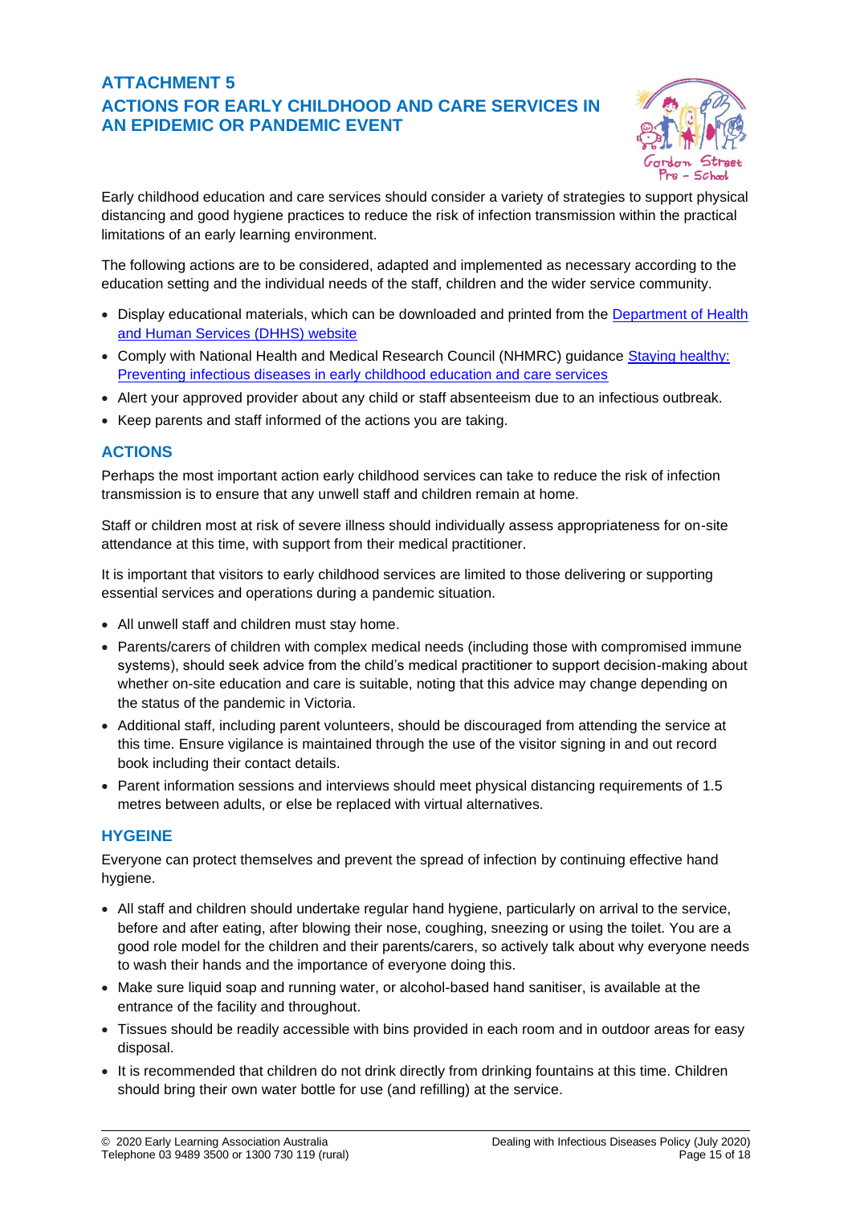# ATTACHMENT 5
# ACTIONS FOR EARLY CHILDHOOD AND CARE SERVICES IN AN EPIDEMIC OR PANDEMIC EVENT

Early childhood education and care services should consider a variety of strategies to support physical distancing and good hygiene practices to reduce the risk of infection transmission within the practical limitations of an early learning environment.

The following actions are to be considered, adapted and implemented as necessary according to the education setting and the individual needs of the staff, children and the wider service community.

- Display educational materials, which can be downloaded and printed from the Department of Health and Human Services (DHHS) website
- Comply with National Health and Medical Research Council (NHMRC) guidance Staying healthy: Preventing infectious diseases in early childhood education and care services
- Alert your approved provider about any child or staff absenteeism due to an infectious outbreak.
- Keep parents and staff informed of the actions you are taking.

## ACTIONS

Perhaps the most important action early childhood services can take to reduce the risk of infection transmission is to ensure that any unwell staff and children remain at home.

Staff or children most at risk of severe illness should individually assess appropriateness for on-site attendance at this time, with support from their medical practitioner.

It is important that visitors to early childhood services are limited to those delivering or supporting essential services and operations during a pandemic situation.

- All unwell staff and children must stay home.
- Parents/carers of children with complex medical needs (including those with compromised immune systems), should seek advice from the child's medical practitioner to support decision-making about whether on-site education and care is suitable, noting that this advice may change depending on the status of the pandemic in Victoria.
- Additional staff, including parent volunteers, should be discouraged from attending the service at this time. Ensure vigilance is maintained through the use of the visitor signing in and out record book including their contact details.
- Parent information sessions and interviews should meet physical distancing requirements of 1.5 metres between adults, or else be replaced with virtual alternatives.

## HYGEINE

Everyone can protect themselves and prevent the spread of infection by continuing effective hand hygiene.

- All staff and children should undertake regular hand hygiene, particularly on arrival to the service, before and after eating, after blowing their nose, coughing, sneezing or using the toilet. You are a good role model for the children and their parents/carers, so actively talk about why everyone needs to wash their hands and the importance of everyone doing this.
- Make sure liquid soap and running water, or alcohol-based hand sanitiser, is available at the entrance of the facility and throughout.
- Tissues should be readily accessible with bins provided in each room and in outdoor areas for easy disposal.
- It is recommended that children do not drink directly from drinking fountains at this time. Children should bring their own water bottle for use (and refilling) at the service.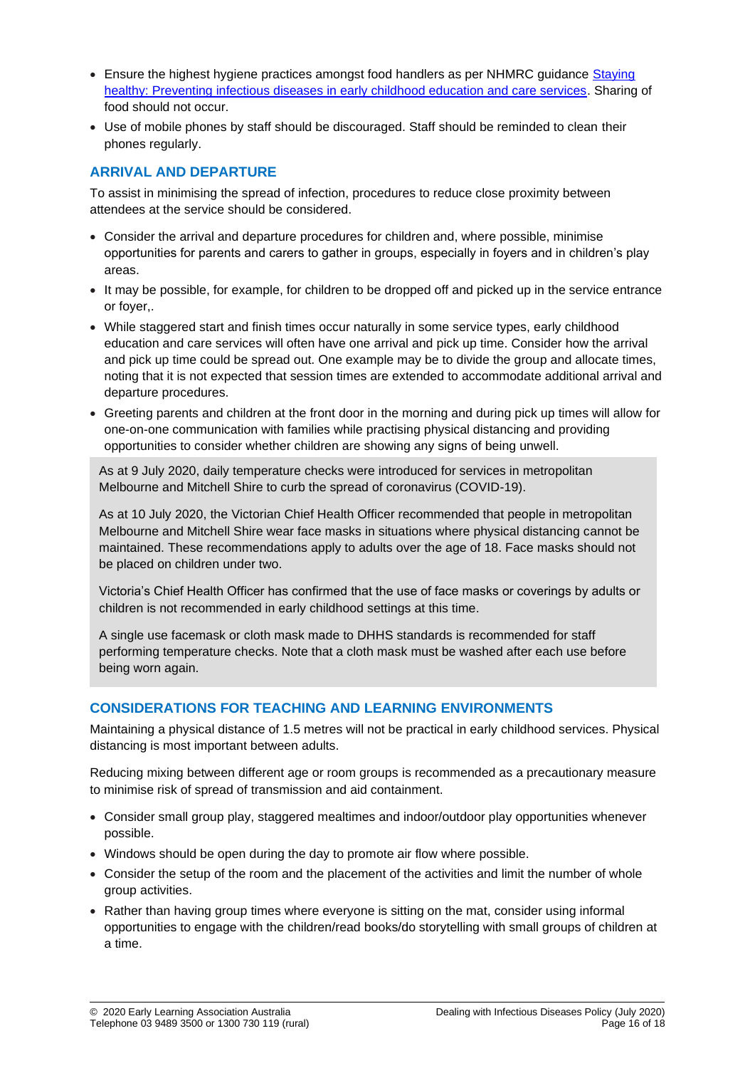- Ensure the highest hygiene practices amongst food handlers as per NHMRC guidance [Staying healthy: Preventing infectious diseases in early childhood education and care services](). Sharing of food should not occur.
- Use of mobile phones by staff should be discouraged. Staff should be reminded to clean their phones regularly.

## ARRIVAL AND DEPARTURE

To assist in minimising the spread of infection, procedures to reduce close proximity between attendees at the service should be considered.

- Consider the arrival and departure procedures for children and, where possible, minimise opportunities for parents and carers to gather in groups, especially in foyers and in children's play areas.
- It may be possible, for example, for children to be dropped off and picked up in the service entrance or foyer,.
- While staggered start and finish times occur naturally in some service types, early childhood education and care services will often have one arrival and pick up time. Consider how the arrival and pick up time could be spread out. One example may be to divide the group and allocate times, noting that it is not expected that session times are extended to accommodate additional arrival and departure procedures.
- Greeting parents and children at the front door in the morning and during pick up times will allow for one-on-one communication with families while practising physical distancing and providing opportunities to consider whether children are showing any signs of being unwell.

> As at 9 July 2020, daily temperature checks were introduced for services in metropolitan Melbourne and Mitchell Shire to curb the spread of coronavirus (COVID-19).
>
> As at 10 July 2020, the Victorian Chief Health Officer recommended that people in metropolitan Melbourne and Mitchell Shire wear face masks in situations where physical distancing cannot be maintained. These recommendations apply to adults over the age of 18. Face masks should not be placed on children under two.
>
> Victoria's Chief Health Officer has confirmed that the use of face masks or coverings by adults or children is not recommended in early childhood settings at this time.
>
> A single use facemask or cloth mask made to DHHS standards is recommended for staff performing temperature checks. Note that a cloth mask must be washed after each use before being worn again.

## CONSIDERATIONS FOR TEACHING AND LEARNING ENVIRONMENTS

Maintaining a physical distance of 1.5 metres will not be practical in early childhood services. Physical distancing is most important between adults.

Reducing mixing between different age or room groups is recommended as a precautionary measure to minimise risk of spread of transmission and aid containment.

- Consider small group play, staggered mealtimes and indoor/outdoor play opportunities whenever possible.
- Windows should be open during the day to promote air flow where possible.
- Consider the setup of the room and the placement of the activities and limit the number of whole group activities.
- Rather than having group times where everyone is sitting on the mat, consider using informal opportunities to engage with the children/read books/do storytelling with small groups of children at a time.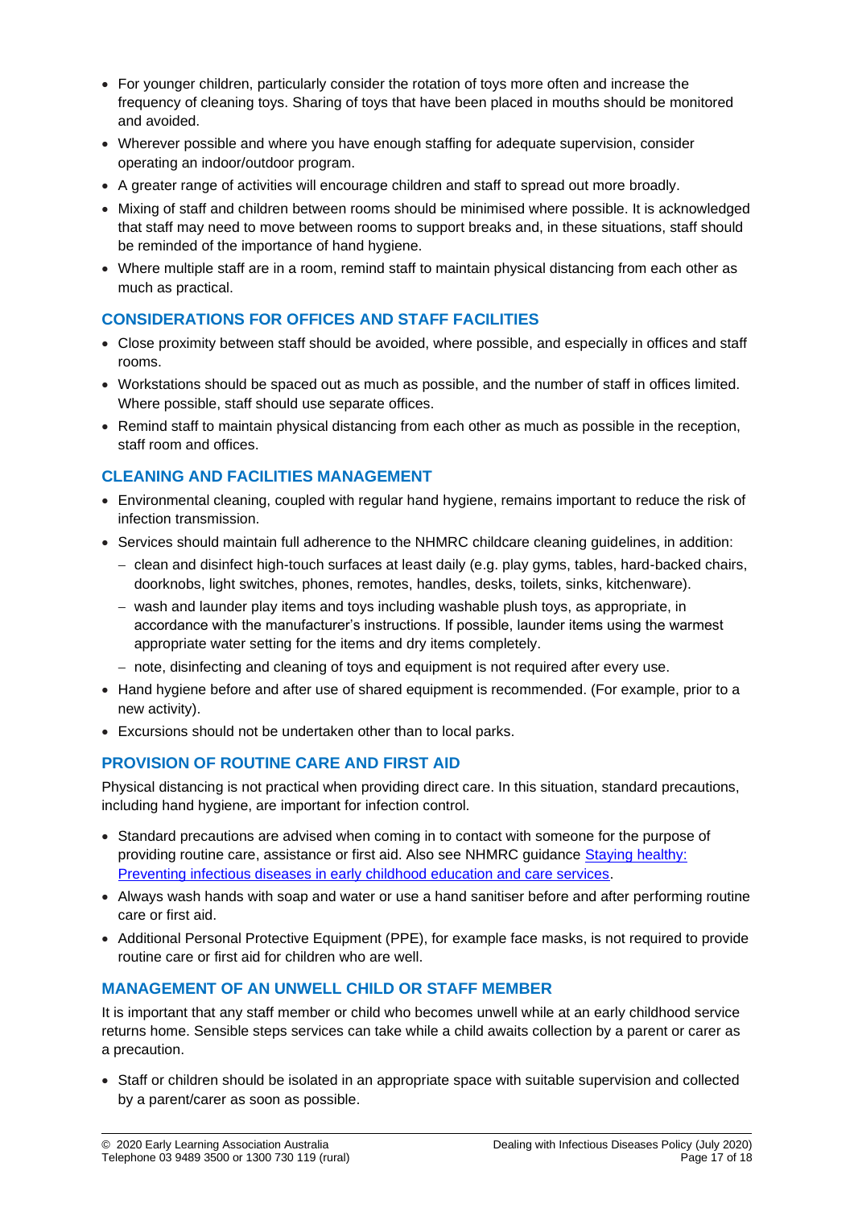- For younger children, particularly consider the rotation of toys more often and increase the frequency of cleaning toys. Sharing of toys that have been placed in mouths should be monitored and avoided.
- Wherever possible and where you have enough staffing for adequate supervision, consider operating an indoor/outdoor program.
- A greater range of activities will encourage children and staff to spread out more broadly.
- Mixing of staff and children between rooms should be minimised where possible. It is acknowledged that staff may need to move between rooms to support breaks and, in these situations, staff should be reminded of the importance of hand hygiene.
- Where multiple staff are in a room, remind staff to maintain physical distancing from each other as much as practical.

## CONSIDERATIONS FOR OFFICES AND STAFF FACILITIES

- Close proximity between staff should be avoided, where possible, and especially in offices and staff rooms.
- Workstations should be spaced out as much as possible, and the number of staff in offices limited. Where possible, staff should use separate offices.
- Remind staff to maintain physical distancing from each other as much as possible in the reception, staff room and offices.

## CLEANING AND FACILITIES MANAGEMENT

- Environmental cleaning, coupled with regular hand hygiene, remains important to reduce the risk of infection transmission.
- Services should maintain full adherence to the NHMRC childcare cleaning guidelines, in addition:
  - clean and disinfect high-touch surfaces at least daily (e.g. play gyms, tables, hard-backed chairs, doorknobs, light switches, phones, remotes, handles, desks, toilets, sinks, kitchenware).
  - wash and launder play items and toys including washable plush toys, as appropriate, in accordance with the manufacturer's instructions. If possible, launder items using the warmest appropriate water setting for the items and dry items completely.
  - note, disinfecting and cleaning of toys and equipment is not required after every use.
- Hand hygiene before and after use of shared equipment is recommended. (For example, prior to a new activity).
- Excursions should not be undertaken other than to local parks.

## PROVISION OF ROUTINE CARE AND FIRST AID

Physical distancing is not practical when providing direct care. In this situation, standard precautions, including hand hygiene, are important for infection control.

- Standard precautions are advised when coming in to contact with someone for the purpose of providing routine care, assistance or first aid. Also see NHMRC guidance Staying healthy: Preventing infectious diseases in early childhood education and care services.
- Always wash hands with soap and water or use a hand sanitiser before and after performing routine care or first aid.
- Additional Personal Protective Equipment (PPE), for example face masks, is not required to provide routine care or first aid for children who are well.

## MANAGEMENT OF AN UNWELL CHILD OR STAFF MEMBER

It is important that any staff member or child who becomes unwell while at an early childhood service returns home. Sensible steps services can take while a child awaits collection by a parent or carer as a precaution.

- Staff or children should be isolated in an appropriate space with suitable supervision and collected by a parent/carer as soon as possible.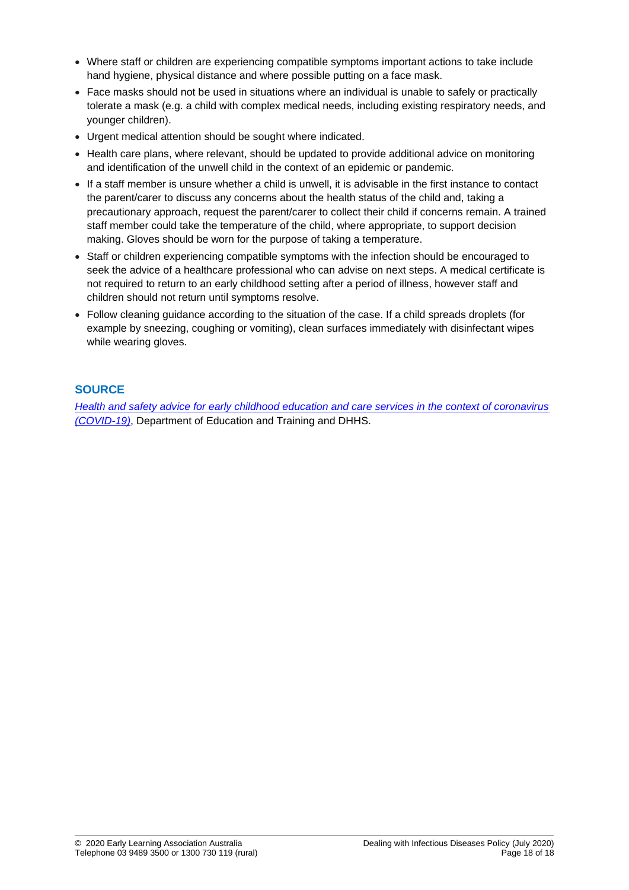- Where staff or children are experiencing compatible symptoms important actions to take include hand hygiene, physical distance and where possible putting on a face mask.
- Face masks should not be used in situations where an individual is unable to safely or practically tolerate a mask (e.g. a child with complex medical needs, including existing respiratory needs, and younger children).
- Urgent medical attention should be sought where indicated.
- Health care plans, where relevant, should be updated to provide additional advice on monitoring and identification of the unwell child in the context of an epidemic or pandemic.
- If a staff member is unsure whether a child is unwell, it is advisable in the first instance to contact the parent/carer to discuss any concerns about the health status of the child and, taking a precautionary approach, request the parent/carer to collect their child if concerns remain. A trained staff member could take the temperature of the child, where appropriate, to support decision making. Gloves should be worn for the purpose of taking a temperature.
- Staff or children experiencing compatible symptoms with the infection should be encouraged to seek the advice of a healthcare professional who can advise on next steps. A medical certificate is not required to return to an early childhood setting after a period of illness, however staff and children should not return until symptoms resolve.
- Follow cleaning guidance according to the situation of the case. If a child spreads droplets (for example by sneezing, coughing or vomiting), clean surfaces immediately with disinfectant wipes while wearing gloves.

## SOURCE

*Health and safety advice for early childhood education and care services in the context of coronavirus (COVID-19)*, Department of Education and Training and DHHS.